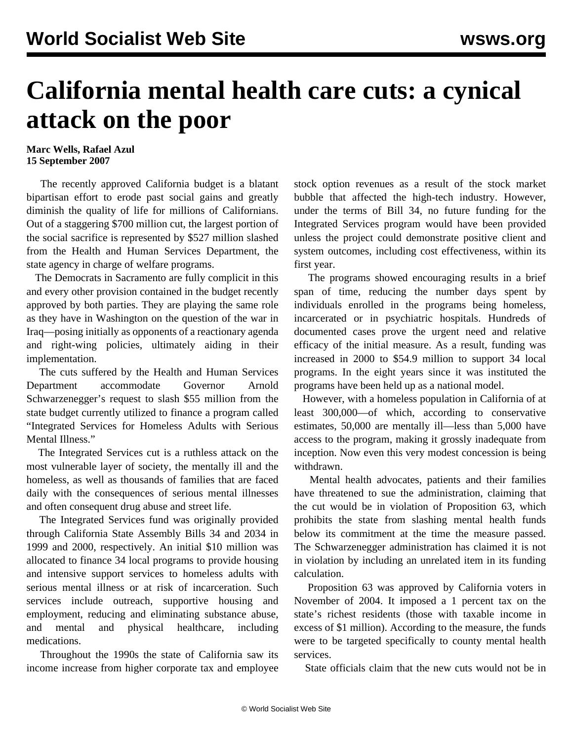# California mental health care cuts: a cynical attack on the poor

**Marc Wells, Rafael Azul**
**15 September 2007**

The recently approved California budget is a blatant bipartisan effort to erode past social gains and greatly diminish the quality of life for millions of Californians. Out of a staggering $700 million cut, the largest portion of the social sacrifice is represented by $527 million slashed from the Health and Human Services Department, the state agency in charge of welfare programs.

The Democrats in Sacramento are fully complicit in this and every other provision contained in the budget recently approved by both parties. They are playing the same role as they have in Washington on the question of the war in Iraq—posing initially as opponents of a reactionary agenda and right-wing policies, ultimately aiding in their implementation.

The cuts suffered by the Health and Human Services Department accommodate Governor Arnold Schwarzenegger's request to slash $55 million from the state budget currently utilized to finance a program called "Integrated Services for Homeless Adults with Serious Mental Illness."

The Integrated Services cut is a ruthless attack on the most vulnerable layer of society, the mentally ill and the homeless, as well as thousands of families that are faced daily with the consequences of serious mental illnesses and often consequent drug abuse and street life.

The Integrated Services fund was originally provided through California State Assembly Bills 34 and 2034 in 1999 and 2000, respectively. An initial $10 million was allocated to finance 34 local programs to provide housing and intensive support services to homeless adults with serious mental illness or at risk of incarceration. Such services include outreach, supportive housing and employment, reducing and eliminating substance abuse, and mental and physical healthcare, including medications.

Throughout the 1990s the state of California saw its income increase from higher corporate tax and employee stock option revenues as a result of the stock market bubble that affected the high-tech industry. However, under the terms of Bill 34, no future funding for the Integrated Services program would have been provided unless the project could demonstrate positive client and system outcomes, including cost effectiveness, within its first year.

The programs showed encouraging results in a brief span of time, reducing the number days spent by individuals enrolled in the programs being homeless, incarcerated or in psychiatric hospitals. Hundreds of documented cases prove the urgent need and relative efficacy of the initial measure. As a result, funding was increased in 2000 to $54.9 million to support 34 local programs. In the eight years since it was instituted the programs have been held up as a national model.

However, with a homeless population in California of at least 300,000—of which, according to conservative estimates, 50,000 are mentally ill—less than 5,000 have access to the program, making it grossly inadequate from inception. Now even this very modest concession is being withdrawn.

Mental health advocates, patients and their families have threatened to sue the administration, claiming that the cut would be in violation of Proposition 63, which prohibits the state from slashing mental health funds below its commitment at the time the measure passed. The Schwarzenegger administration has claimed it is not in violation by including an unrelated item in its funding calculation.

Proposition 63 was approved by California voters in November of 2004. It imposed a 1 percent tax on the state's richest residents (those with taxable income in excess of $1 million). According to the measure, the funds were to be targeted specifically to county mental health services.

State officials claim that the new cuts would not be in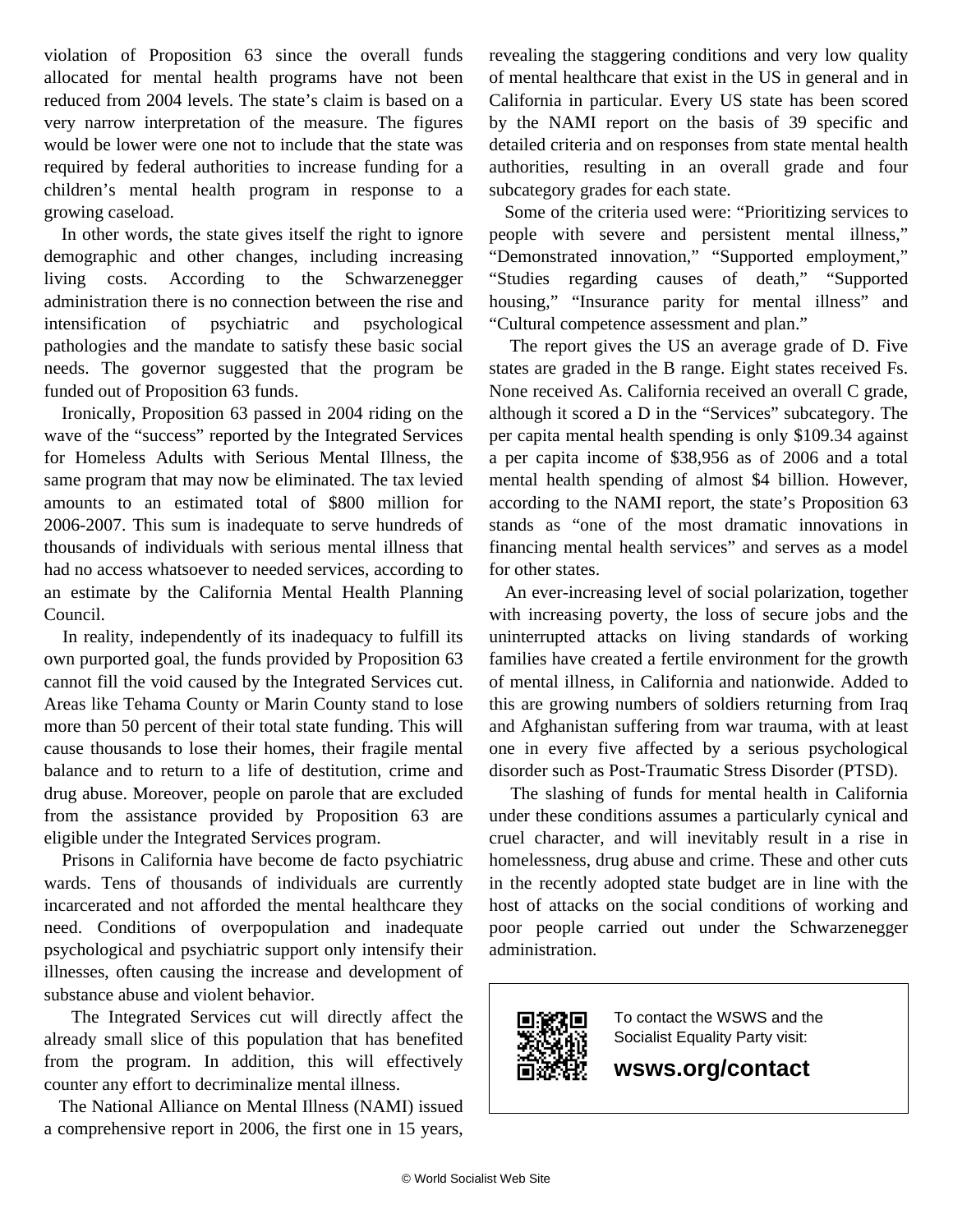violation of Proposition 63 since the overall funds allocated for mental health programs have not been reduced from 2004 levels. The state's claim is based on a very narrow interpretation of the measure. The figures would be lower were one not to include that the state was required by federal authorities to increase funding for a children's mental health program in response to a growing caseload.

In other words, the state gives itself the right to ignore demographic and other changes, including increasing living costs. According to the Schwarzenegger administration there is no connection between the rise and intensification of psychiatric and psychological pathologies and the mandate to satisfy these basic social needs. The governor suggested that the program be funded out of Proposition 63 funds.

Ironically, Proposition 63 passed in 2004 riding on the wave of the "success" reported by the Integrated Services for Homeless Adults with Serious Mental Illness, the same program that may now be eliminated. The tax levied amounts to an estimated total of $800 million for 2006-2007. This sum is inadequate to serve hundreds of thousands of individuals with serious mental illness that had no access whatsoever to needed services, according to an estimate by the California Mental Health Planning Council.

In reality, independently of its inadequacy to fulfill its own purported goal, the funds provided by Proposition 63 cannot fill the void caused by the Integrated Services cut. Areas like Tehama County or Marin County stand to lose more than 50 percent of their total state funding. This will cause thousands to lose their homes, their fragile mental balance and to return to a life of destitution, crime and drug abuse. Moreover, people on parole that are excluded from the assistance provided by Proposition 63 are eligible under the Integrated Services program.

Prisons in California have become de facto psychiatric wards. Tens of thousands of individuals are currently incarcerated and not afforded the mental healthcare they need. Conditions of overpopulation and inadequate psychological and psychiatric support only intensify their illnesses, often causing the increase and development of substance abuse and violent behavior.

The Integrated Services cut will directly affect the already small slice of this population that has benefited from the program. In addition, this will effectively counter any effort to decriminalize mental illness.

The National Alliance on Mental Illness (NAMI) issued a comprehensive report in 2006, the first one in 15 years, revealing the staggering conditions and very low quality of mental healthcare that exist in the US in general and in California in particular. Every US state has been scored by the NAMI report on the basis of 39 specific and detailed criteria and on responses from state mental health authorities, resulting in an overall grade and four subcategory grades for each state.

Some of the criteria used were: "Prioritizing services to people with severe and persistent mental illness," "Demonstrated innovation," "Supported employment," "Studies regarding causes of death," "Supported housing," "Insurance parity for mental illness" and "Cultural competence assessment and plan."

The report gives the US an average grade of D. Five states are graded in the B range. Eight states received Fs. None received As. California received an overall C grade, although it scored a D in the "Services" subcategory. The per capita mental health spending is only $109.34 against a per capita income of $38,956 as of 2006 and a total mental health spending of almost $4 billion. However, according to the NAMI report, the state's Proposition 63 stands as "one of the most dramatic innovations in financing mental health services" and serves as a model for other states.

An ever-increasing level of social polarization, together with increasing poverty, the loss of secure jobs and the uninterrupted attacks on living standards of working families have created a fertile environment for the growth of mental illness, in California and nationwide. Added to this are growing numbers of soldiers returning from Iraq and Afghanistan suffering from war trauma, with at least one in every five affected by a serious psychological disorder such as Post-Traumatic Stress Disorder (PTSD).

The slashing of funds for mental health in California under these conditions assumes a particularly cynical and cruel character, and will inevitably result in a rise in homelessness, drug abuse and crime. These and other cuts in the recently adopted state budget are in line with the host of attacks on the social conditions of working and poor people carried out under the Schwarzenegger administration.

To contact the WSWS and the Socialist Equality Party visit:

**wsws.org/contact**